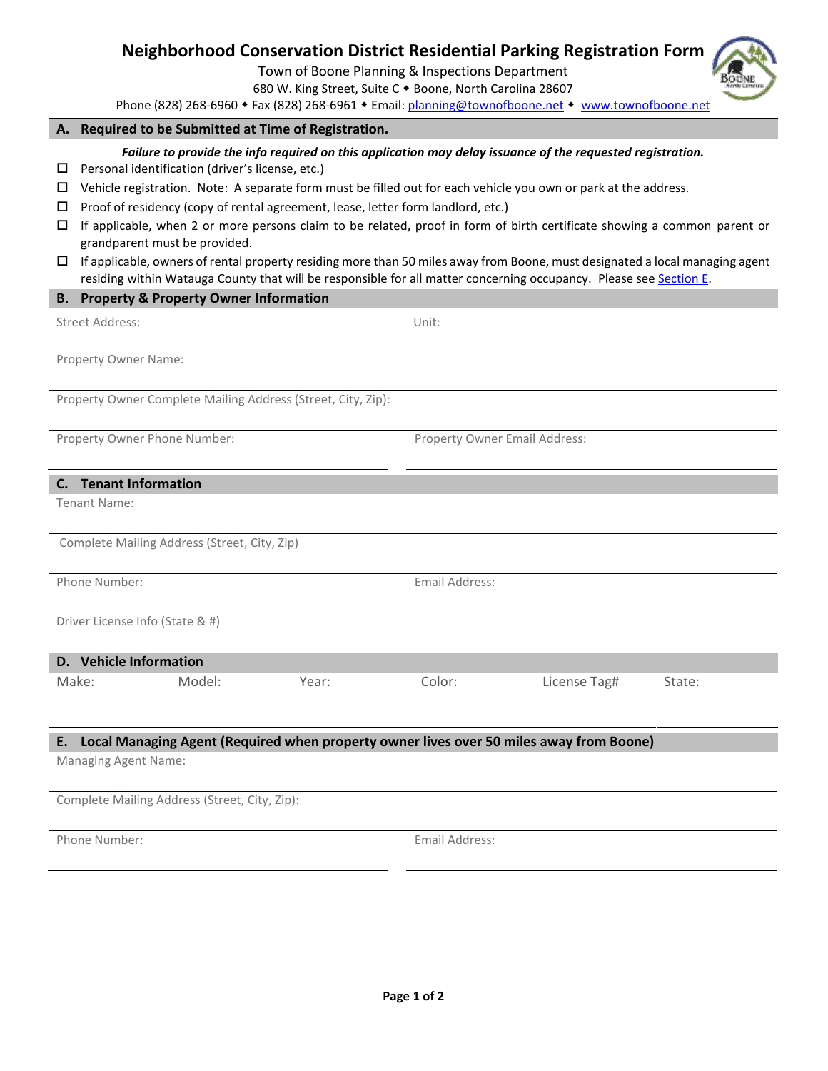# Neighborhood Conservation District Residential Parking Registration Form

Town of Boone Planning & Inspections Department
680 W. King Street, Suite C ◆ Boone, North Carolina 28607
Phone (828) 268-6960 ◆ Fax (828) 268-6961 ◆ Email: planning@townofboone.net ◆ www.townofboone.net

## A. Required to be Submitted at Time of Registration.

***Failure to provide the info required on this application may delay issuance of the requested registration.***

- ☐ Personal identification (driver's license, etc.)
- ☐ Vehicle registration. Note: A separate form must be filled out for each vehicle you own or park at the address.
- ☐ Proof of residency (copy of rental agreement, lease, letter form landlord, etc.)
- ☐ If applicable, when 2 or more persons claim to be related, proof in form of birth certificate showing a common parent or grandparent must be provided.
- ☐ If applicable, owners of rental property residing more than 50 miles away from Boone, must designated a local managing agent residing within Watauga County that will be responsible for all matter concerning occupancy. Please see Section E.

## B. Property & Property Owner Information

Street Address: ____________________ Unit: ____________________

Property Owner Name: ____________________

Property Owner Complete Mailing Address (Street, City, Zip): ____________________

Property Owner Phone Number: ____________________ Property Owner Email Address: ____________________

## C. Tenant Information

Tenant Name: ____________________

Complete Mailing Address (Street, City, Zip) ____________________

Phone Number: ____________________ Email Address: ____________________

Driver License Info (State & #) ____________________

## D. Vehicle Information

| Make: | Model: | Year: | Color: | License Tag# | State: |
|---|---|---|---|---|---|
| | | | | | |

## E. Local Managing Agent (Required when property owner lives over 50 miles away from Boone)

Managing Agent Name: ____________________

Complete Mailing Address (Street, City, Zip): ____________________

Phone Number: ____________________ Email Address: ____________________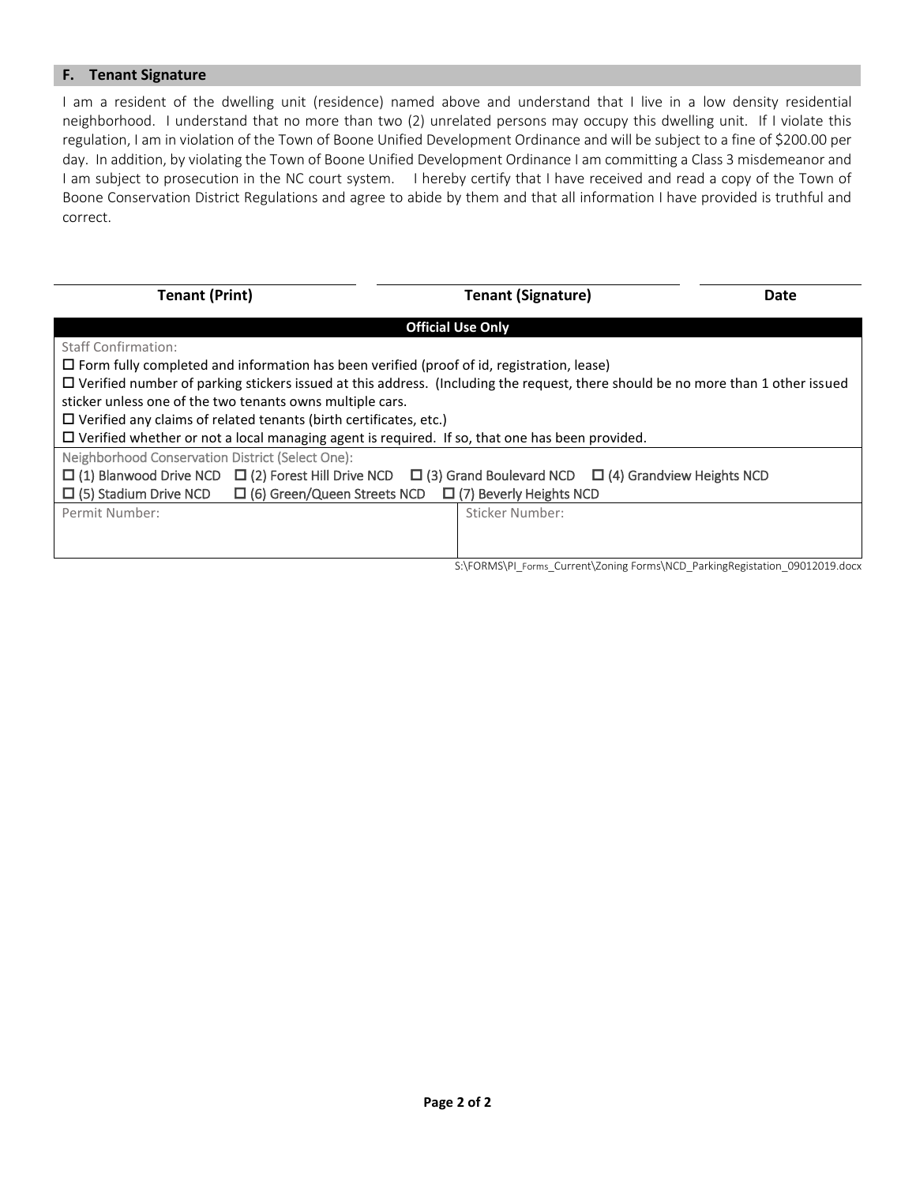## F. Tenant Signature

I am a resident of the dwelling unit (residence) named above and understand that I live in a low density residential neighborhood. I understand that no more than two (2) unrelated persons may occupy this dwelling unit. If I violate this regulation, I am in violation of the Town of Boone Unified Development Ordinance and will be subject to a fine of $200.00 per day. In addition, by violating the Town of Boone Unified Development Ordinance I am committing a Class 3 misdemeanor and I am subject to prosecution in the NC court system. I hereby certify that I have received and read a copy of the Town of Boone Conservation District Regulations and agree to abide by them and that all information I have provided is truthful and correct.

| Tenant (Print) | Tenant (Signature) | Date |
|---|---|---|
| | | |

**Official Use Only**

Staff Confirmation:

☐ Form fully completed and information has been verified (proof of id, registration, lease)

☐ Verified number of parking stickers issued at this address. (Including the request, there should be no more than 1 other issued sticker unless one of the two tenants owns multiple cars.

☐ Verified any claims of related tenants (birth certificates, etc.)

☐ Verified whether or not a local managing agent is required. If so, that one has been provided.

Neighborhood Conservation District (Select One):

☐ (1) Blanwood Drive NCD ☐ (2) Forest Hill Drive NCD ☐ (3) Grand Boulevard NCD ☐ (4) Grandview Heights NCD

☐ (5) Stadium Drive NCD ☐ (6) Green/Queen Streets NCD ☐ (7) Beverly Heights NCD

| Permit Number: | Sticker Number: |
|---|---|
| | |

S:\FORMS\PI_Forms_Current\Zoning Forms\NCD_ParkingRegistation_09012019.docx